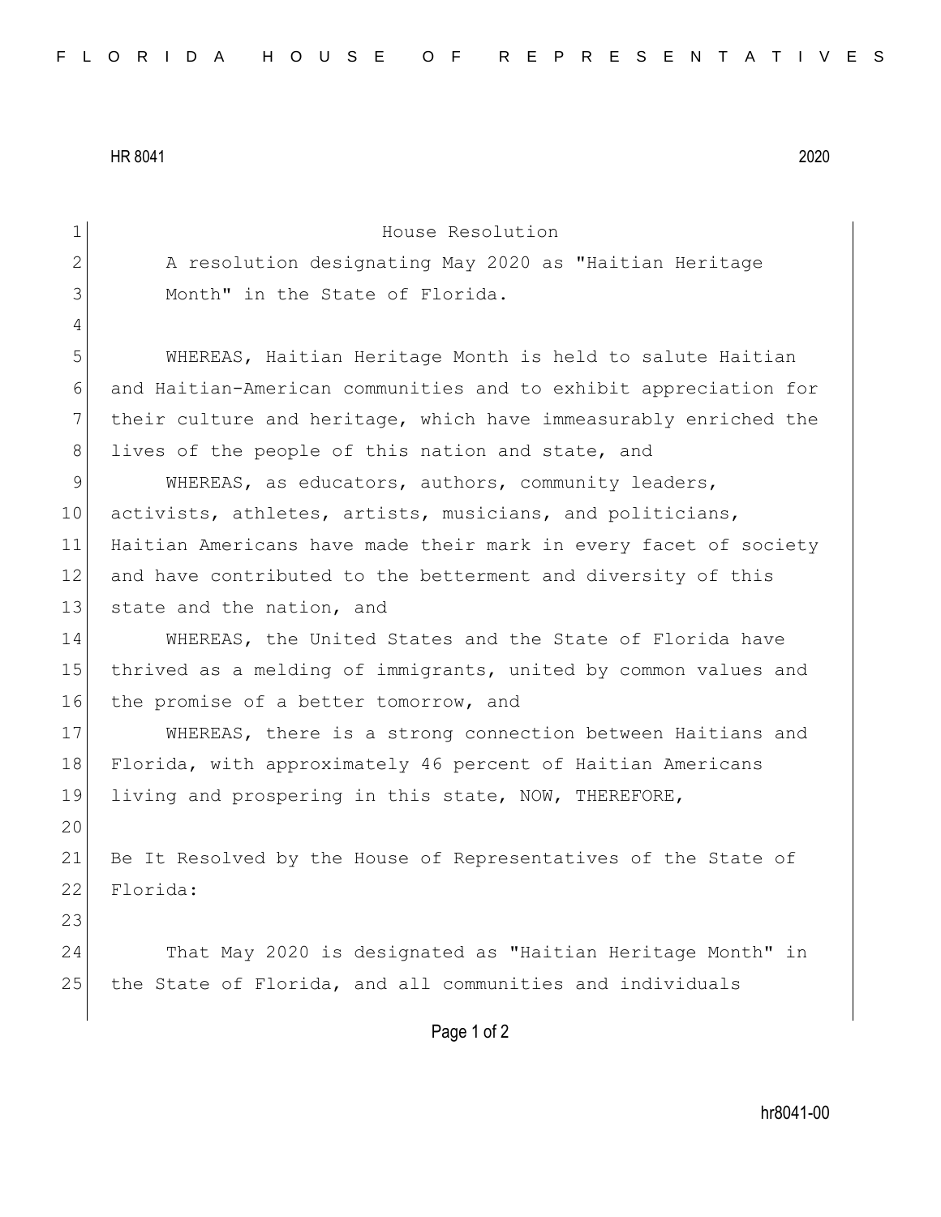FLORIDA HOUSE OF REPRESENTATIVES

HR 8041 2020

House Resolution

A resolution designating May 2020 as "Haitian Heritage Month" in the State of Florida.

WHEREAS, Haitian Heritage Month is held to salute Haitian and Haitian-American communities and to exhibit appreciation for their culture and heritage, which have immeasurably enriched the lives of the people of this nation and state, and

WHEREAS, as educators, authors, community leaders, activists, athletes, artists, musicians, and politicians, Haitian Americans have made their mark in every facet of society and have contributed to the betterment and diversity of this state and the nation, and

WHEREAS, the United States and the State of Florida have thrived as a melding of immigrants, united by common values and the promise of a better tomorrow, and

WHEREAS, there is a strong connection between Haitians and Florida, with approximately 46 percent of Haitian Americans living and prospering in this state, NOW, THEREFORE,

Be It Resolved by the House of Representatives of the State of Florida:

That May 2020 is designated as "Haitian Heritage Month" in the State of Florida, and all communities and individuals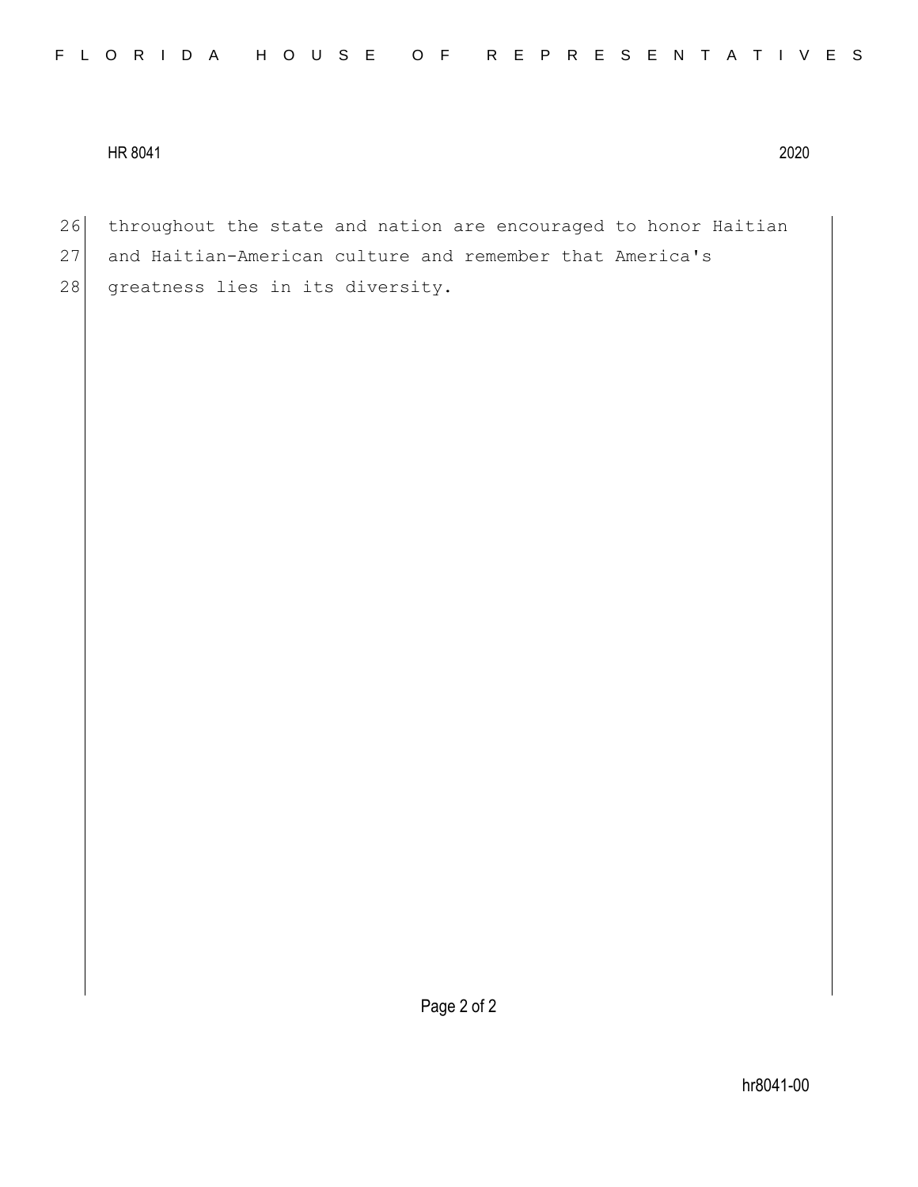throughout the state and nation are encouraged to honor Haitian and Haitian-American culture and remember that America's greatness lies in its diversity.